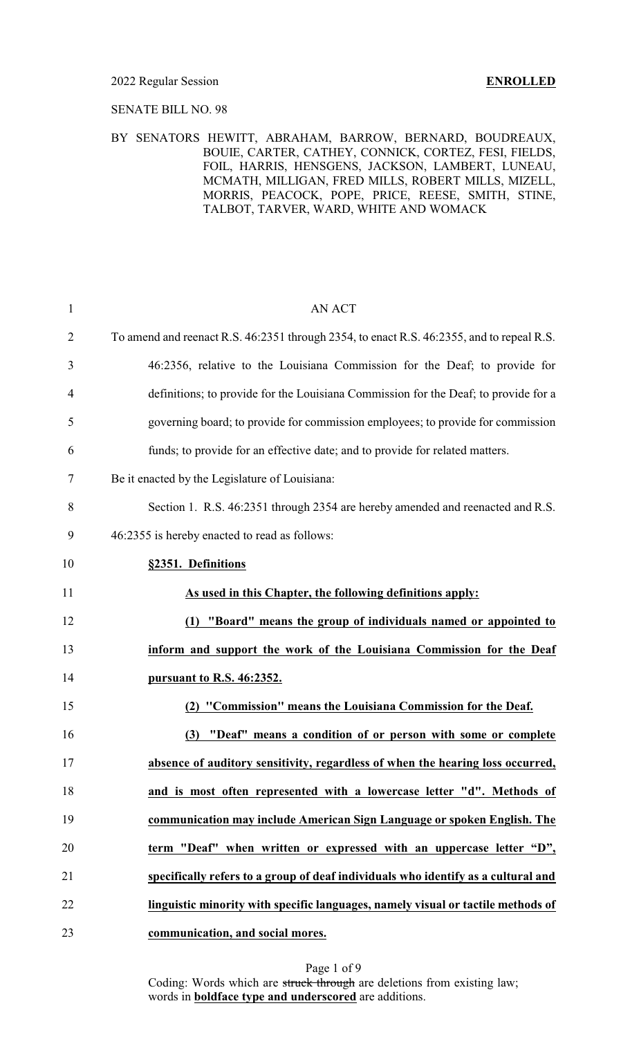2022 Regular Session **ENROLLED**

SENATE BILL NO. 98

BY SENATORS HEWITT, ABRAHAM, BARROW, BERNARD, BOUDREAUX, BOUIE, CARTER, CATHEY, CONNICK, CORTEZ, FESI, FIELDS, FOIL, HARRIS, HENSGENS, JACKSON, LAMBERT, LUNEAU, MCMATH, MILLIGAN, FRED MILLS, ROBERT MILLS, MIZELL, MORRIS, PEACOCK, POPE, PRICE, REESE, SMITH, STINE, TALBOT, TARVER, WARD, WHITE AND WOMACK

AN ACT

To amend and reenact R.S. 46:2351 through 2354, to enact R.S. 46:2355, and to repeal R.S. 46:2356, relative to the Louisiana Commission for the Deaf; to provide for definitions; to provide for the Louisiana Commission for the Deaf; to provide for a governing board; to provide for commission employees; to provide for commission funds; to provide for an effective date; and to provide for related matters.

Be it enacted by the Legislature of Louisiana:

Section 1. R.S. 46:2351 through 2354 are hereby amended and reenacted and R.S. 46:2355 is hereby enacted to read as follows:

**§2351. Definitions**

**As used in this Chapter, the following definitions apply:**

**(1) "Board" means the group of individuals named or appointed to inform and support the work of the Louisiana Commission for the Deaf pursuant to R.S. 46:2352.**

**(2) "Commission" means the Louisiana Commission for the Deaf.**

**(3) "Deaf" means a condition of or person with some or complete absence of auditory sensitivity, regardless of when the hearing loss occurred, and is most often represented with a lowercase letter "d". Methods of communication may include American Sign Language or spoken English. The term "Deaf" when written or expressed with an uppercase letter "D", specifically refers to a group of deaf individuals who identify as a cultural and linguistic minority with specific languages, namely visual or tactile methods of communication, and social mores.**

Coding: Words which are ~~struck through~~ are deletions from existing law; words in **boldface type and underscored** are additions.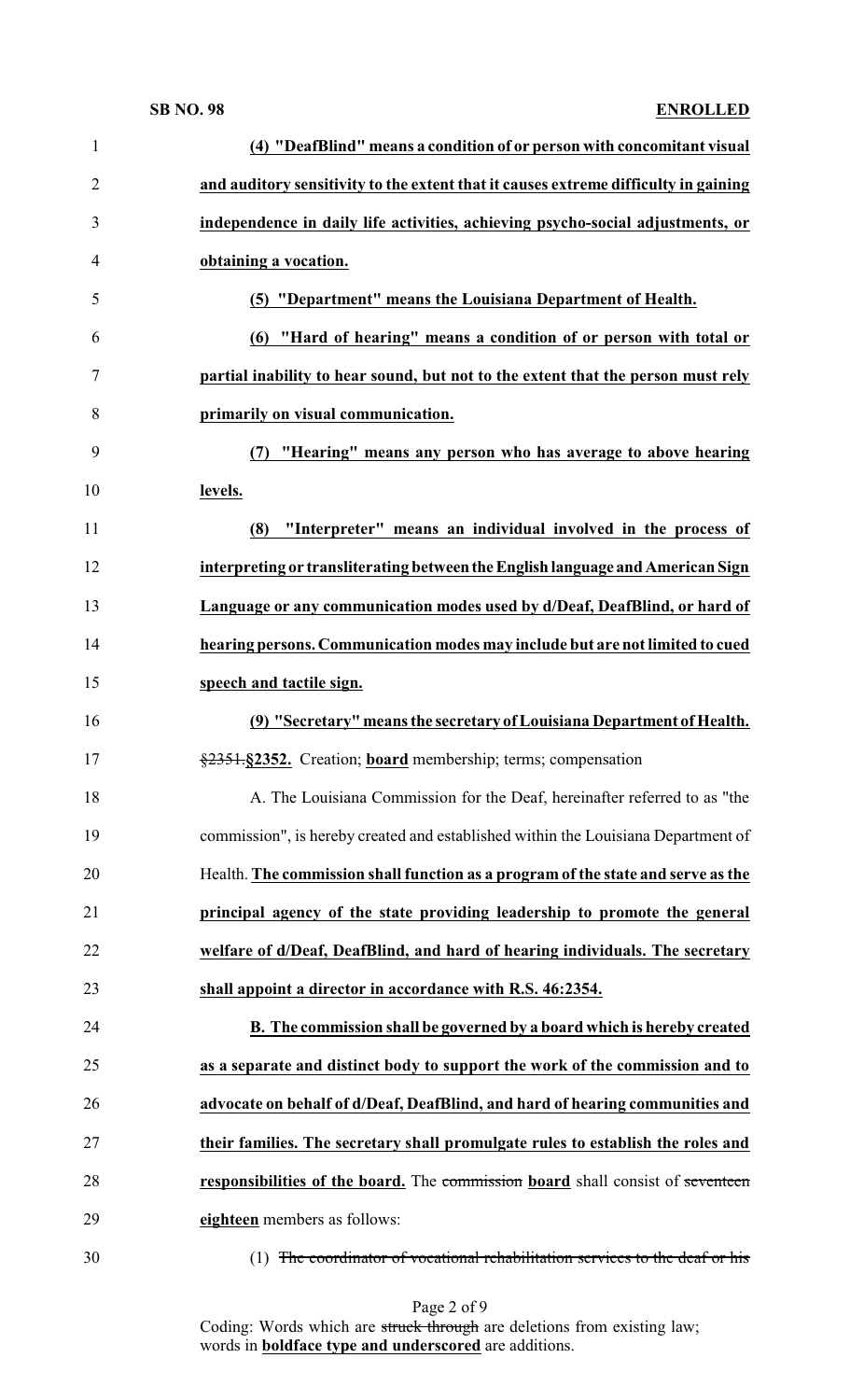**(4) "DeafBlind" means a condition of or person with concomitant visual and auditory sensitivity to the extent that it causes extreme difficulty in gaining independence in daily life activities, achieving psycho-social adjustments, or obtaining a vocation.**

**(5) "Department" means the Louisiana Department of Health.**

**(6) "Hard of hearing" means a condition of or person with total or partial inability to hear sound, but not to the extent that the person must rely primarily on visual communication.**

**(7) "Hearing" means any person who has average to above hearing levels.**

**(8) "Interpreter" means an individual involved in the process of interpreting or transliterating between the English language and American Sign Language or any communication modes used by d/Deaf, DeafBlind, or hard of hearing persons. Communication modes may include but are not limited to cued speech and tactile sign.**

**(9) "Secretary" means the secretary of Louisiana Department of Health.**

~~§2351.~~**§2352.** Creation; **board** membership; terms; compensation

A. The Louisiana Commission for the Deaf, hereinafter referred to as "the commission", is hereby created and established within the Louisiana Department of Health. **The commission shall function as a program of the state and serve as the principal agency of the state providing leadership to promote the general welfare of d/Deaf, DeafBlind, and hard of hearing individuals. The secretary shall appoint a director in accordance with R.S. 46:2354.**

**B. The commission shall be governed by a board which is hereby created as a separate and distinct body to support the work of the commission and to advocate on behalf of d/Deaf, DeafBlind, and hard of hearing communities and their families. The secretary shall promulgate rules to establish the roles and responsibilities of the board.** The ~~commission~~ **board** shall consist of ~~seventeen~~ **eighteen** members as follows:

(1) ~~The coordinator of vocational rehabilitation services to the deaf or his~~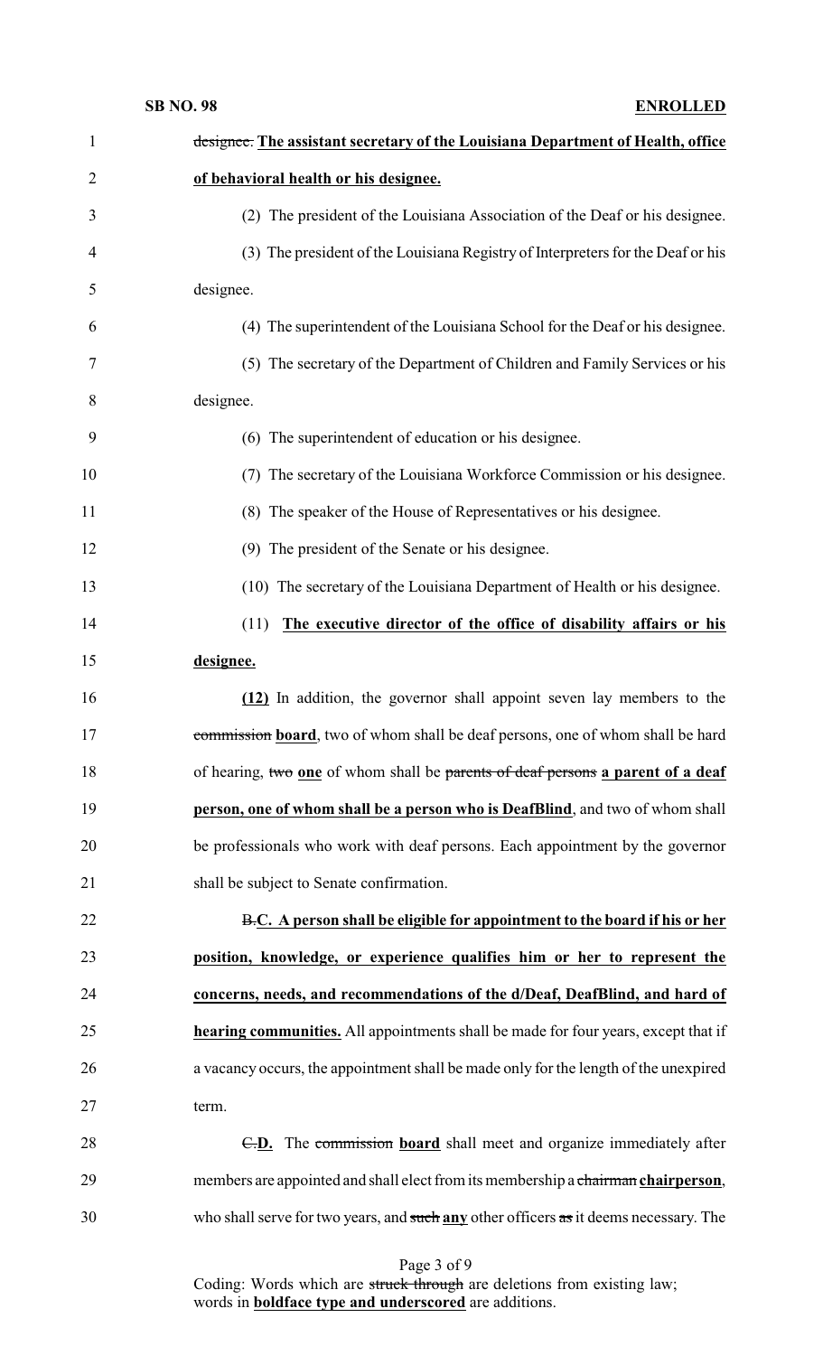~~designee.~~ **The assistant secretary of the Louisiana Department of Health, office of behavioral health or his designee.**

(2) The president of the Louisiana Association of the Deaf or his designee.

(3) The president of the Louisiana Registry of Interpreters for the Deaf or his designee.

(4) The superintendent of the Louisiana School for the Deaf or his designee.

(5) The secretary of the Department of Children and Family Services or his designee.

(6) The superintendent of education or his designee.

(7) The secretary of the Louisiana Workforce Commission or his designee.

(8) The speaker of the House of Representatives or his designee.

(9) The president of the Senate or his designee.

(10) The secretary of the Louisiana Department of Health or his designee.

(11) **The executive director of the office of disability affairs or his designee.**

**(12)** In addition, the governor shall appoint seven lay members to the ~~commission~~ **board**, two of whom shall be deaf persons, one of whom shall be hard of hearing, ~~two~~ **one** of whom shall be ~~parents of deaf persons~~ **a parent of a deaf person, one of whom shall be a person who is DeafBlind**, and two of whom shall be professionals who work with deaf persons. Each appointment by the governor shall be subject to Senate confirmation.

~~B.~~**C. A person shall be eligible for appointment to the board if his or her position, knowledge, or experience qualifies him or her to represent the concerns, needs, and recommendations of the d/Deaf, DeafBlind, and hard of hearing communities.** All appointments shall be made for four years, except that if a vacancy occurs, the appointment shall be made only for the length of the unexpired term.

~~C.~~**D.** The ~~commission~~ **board** shall meet and organize immediately after members are appointed and shall elect from its membership a ~~chairman~~ **chairperson**, who shall serve for two years, and ~~such~~ **any** other officers ~~as~~ it deems necessary. The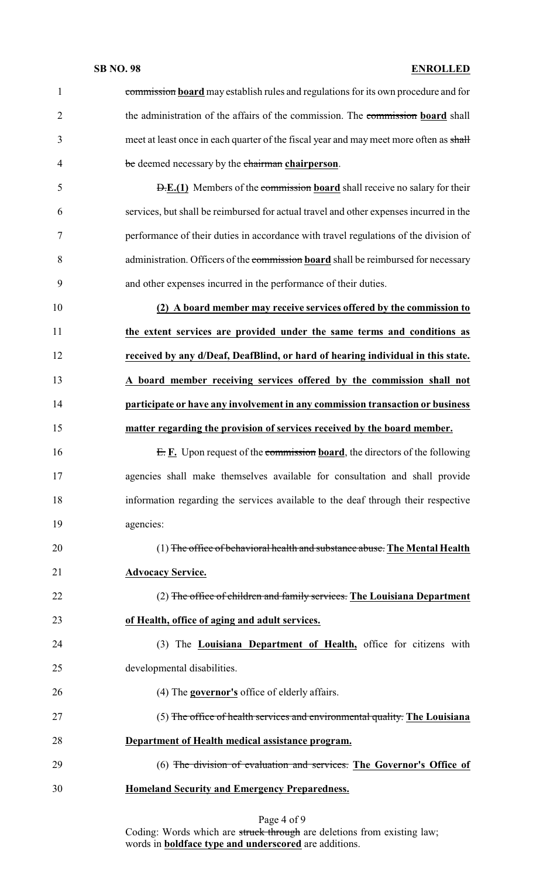commission **board** may establish rules and regulations for its own procedure and for the administration of the affairs of the commission. The commission **board** shall meet at least once in each quarter of the fiscal year and may meet more often as shall be deemed necessary by the chairman **chairperson**.

D.**E.(1)** Members of the commission **board** shall receive no salary for their services, but shall be reimbursed for actual travel and other expenses incurred in the performance of their duties in accordance with travel regulations of the division of administration. Officers of the commission **board** shall be reimbursed for necessary and other expenses incurred in the performance of their duties.

**(2) A board member may receive services offered by the commission to the extent services are provided under the same terms and conditions as received by any d/Deaf, DeafBlind, or hard of hearing individual in this state. A board member receiving services offered by the commission shall not participate or have any involvement in any commission transaction or business matter regarding the provision of services received by the board member.**

E. **F.** Upon request of the commission **board**, the directors of the following agencies shall make themselves available for consultation and shall provide information regarding the services available to the deaf through their respective agencies:

(1) The office of behavioral health and substance abuse. **The Mental Health Advocacy Service.**

(2) The office of children and family services. **The Louisiana Department of Health, office of aging and adult services.**

(3) The **Louisiana Department of Health,** office for citizens with developmental disabilities.

(4) The **governor's** office of elderly affairs.

(5) The office of health services and environmental quality. **The Louisiana Department of Health medical assistance program.**

(6) The division of evaluation and services. **The Governor's Office of Homeland Security and Emergency Preparedness.**

Coding: Words which are ~~struck through~~ are deletions from existing law; words in **boldface type and underscored** are additions.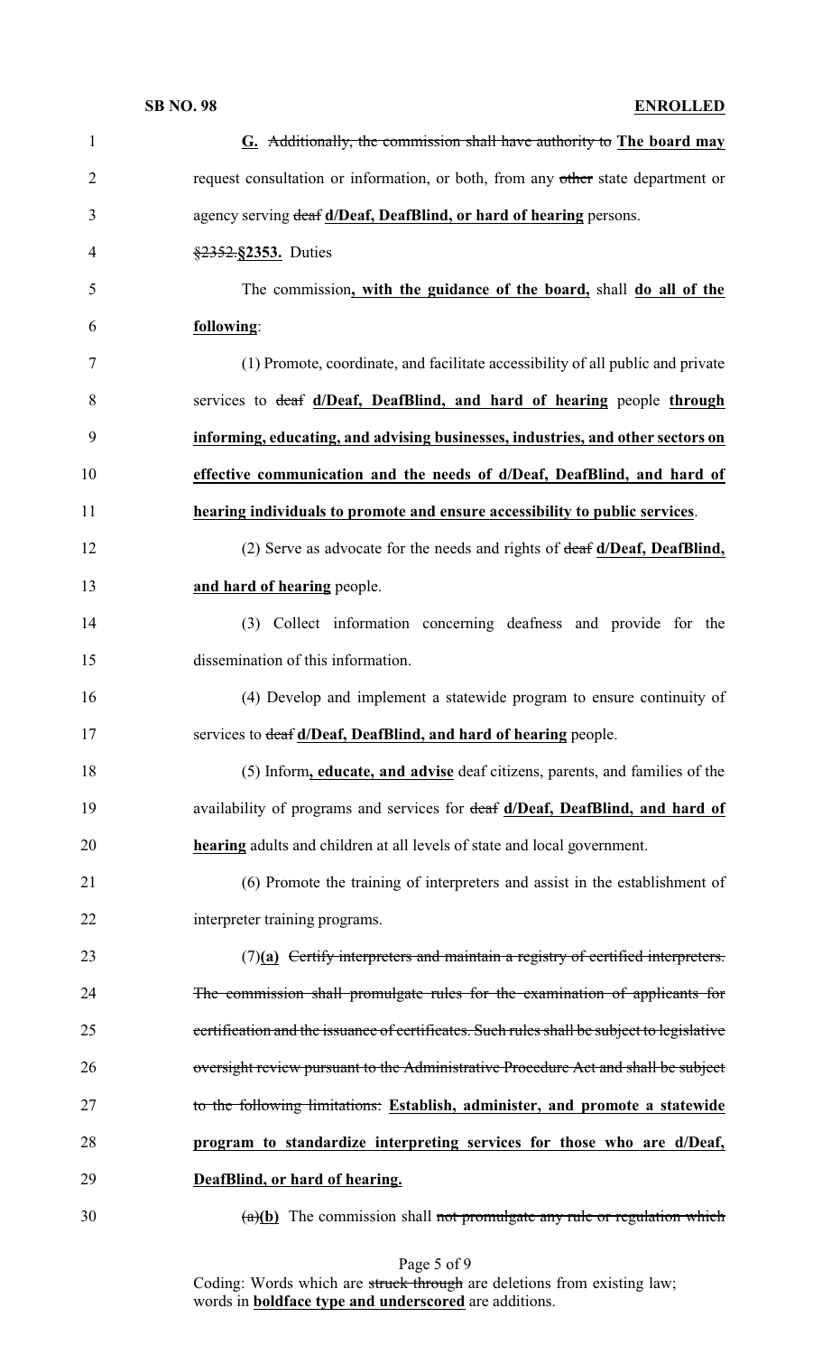**G.** ~~Additionally, the commission shall have authority to~~ **The board may** request consultation or information, or both, from any ~~other~~ state department or agency serving ~~deaf~~ **d/Deaf, DeafBlind, or hard of hearing** persons.

~~§2352.~~**§2353.** Duties

The commission**, with the guidance of the board,** shall **do all of the following**:

(1) Promote, coordinate, and facilitate accessibility of all public and private services to ~~deaf~~ **d/Deaf, DeafBlind, and hard of hearing** people **through informing, educating, and advising businesses, industries, and other sectors on effective communication and the needs of d/Deaf, DeafBlind, and hard of hearing individuals to promote and ensure accessibility to public services**.

(2) Serve as advocate for the needs and rights of ~~deaf~~ **d/Deaf, DeafBlind, and hard of hearing** people.

(3) Collect information concerning deafness and provide for the dissemination of this information.

(4) Develop and implement a statewide program to ensure continuity of services to ~~deaf~~ **d/Deaf, DeafBlind, and hard of hearing** people.

(5) Inform**, educate, and advise** deaf citizens, parents, and families of the availability of programs and services for ~~deaf~~ **d/Deaf, DeafBlind, and hard of hearing** adults and children at all levels of state and local government.

(6) Promote the training of interpreters and assist in the establishment of interpreter training programs.

(7)**(a)** ~~Certify interpreters and maintain a registry of certified interpreters. The commission shall promulgate rules for the examination of applicants for certification and the issuance of certificates. Such rules shall be subject to legislative oversight review pursuant to the Administrative Procedure Act and shall be subject to the following limitations:~~ **Establish, administer, and promote a statewide program to standardize interpreting services for those who are d/Deaf, DeafBlind, or hard of hearing.**

~~(a)~~**(b)** The commission shall ~~not promulgate any rule or regulation which~~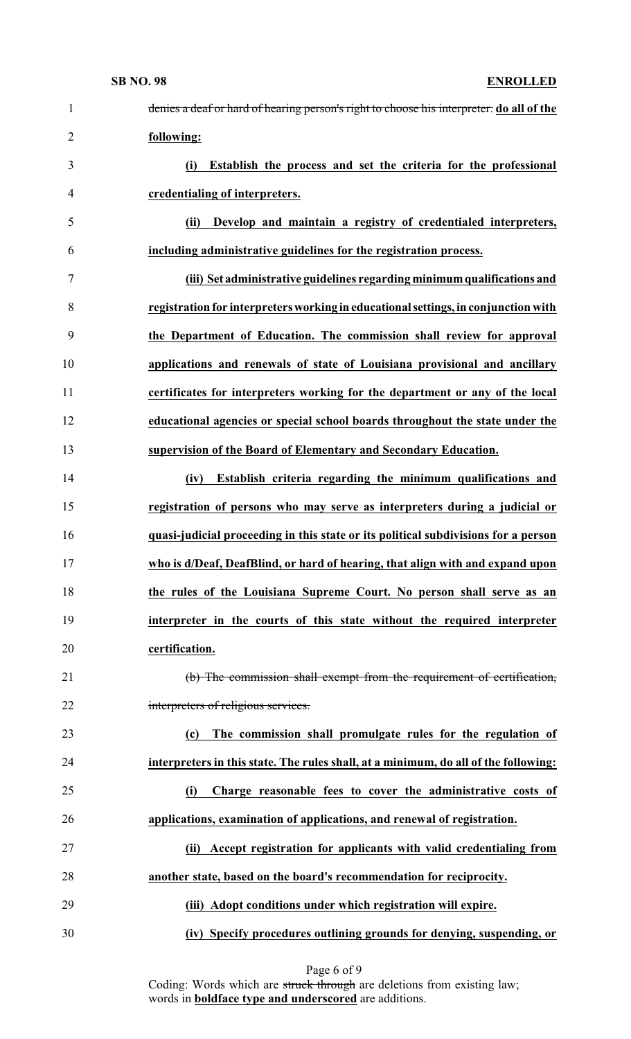~~denies a deaf or hard of hearing person's right to choose his interpreter.~~ **do all of the following:**

**(i) Establish the process and set the criteria for the professional credentialing of interpreters.**

**(ii) Develop and maintain a registry of credentialed interpreters, including administrative guidelines for the registration process.**

**(iii) Set administrative guidelines regarding minimum qualifications and registration for interpreters working in educational settings, in conjunction with the Department of Education. The commission shall review for approval applications and renewals of state of Louisiana provisional and ancillary certificates for interpreters working for the department or any of the local educational agencies or special school boards throughout the state under the supervision of the Board of Elementary and Secondary Education.**

**(iv) Establish criteria regarding the minimum qualifications and registration of persons who may serve as interpreters during a judicial or quasi-judicial proceeding in this state or its political subdivisions for a person who is d/Deaf, DeafBlind, or hard of hearing, that align with and expand upon the rules of the Louisiana Supreme Court. No person shall serve as an interpreter in the courts of this state without the required interpreter certification.**

~~(b) The commission shall exempt from the requirement of certification, interpreters of religious services.~~

**(c) The commission shall promulgate rules for the regulation of interpreters in this state. The rules shall, at a minimum, do all of the following:**

**(i) Charge reasonable fees to cover the administrative costs of applications, examination of applications, and renewal of registration.**

**(ii) Accept registration for applicants with valid credentialing from another state, based on the board's recommendation for reciprocity.**

**(iii) Adopt conditions under which registration will expire.**

**(iv) Specify procedures outlining grounds for denying, suspending, or**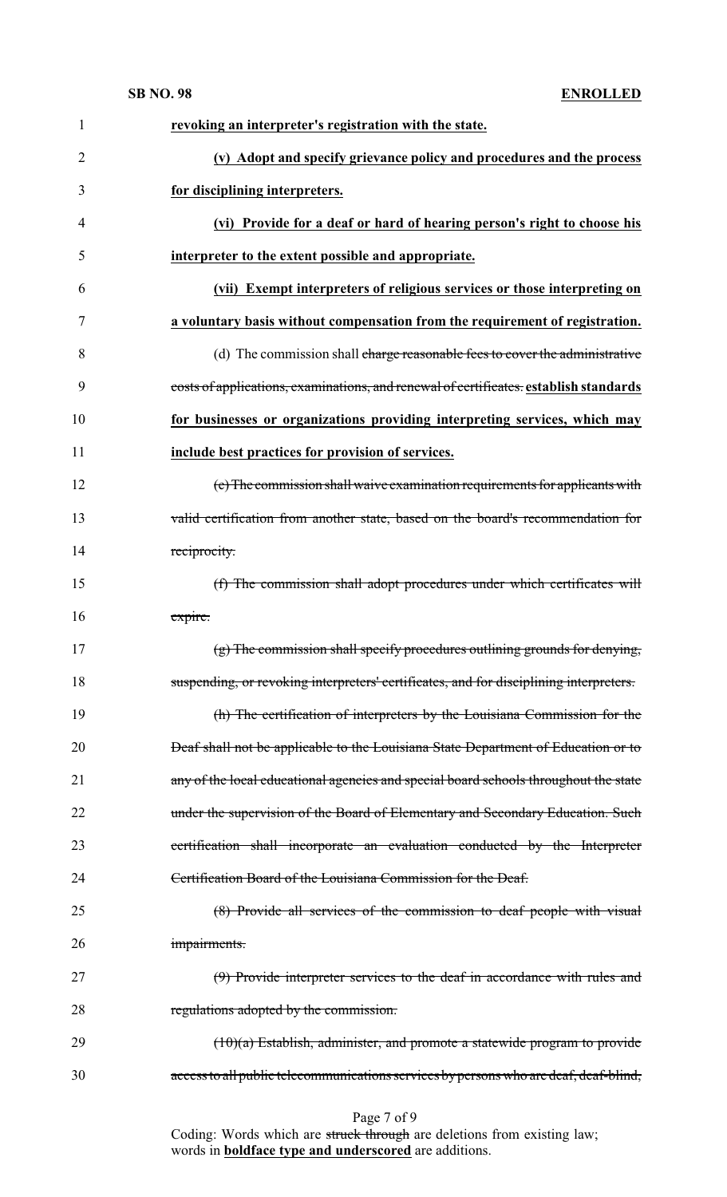**revoking an interpreter's registration with the state.**

**(v) Adopt and specify grievance policy and procedures and the process for disciplining interpreters.**

**(vi) Provide for a deaf or hard of hearing person's right to choose his interpreter to the extent possible and appropriate.**

**(vii) Exempt interpreters of religious services or those interpreting on a voluntary basis without compensation from the requirement of registration.**

(d) The commission shall ~~charge reasonable fees to cover the administrative costs of applications, examinations, and renewal of certificates.~~ **establish standards for businesses or organizations providing interpreting services, which may include best practices for provision of services.**

~~(e) The commission shall waive examination requirements for applicants with valid certification from another state, based on the board's recommendation for reciprocity.~~

~~(f) The commission shall adopt procedures under which certificates will expire.~~

~~(g) The commission shall specify procedures outlining grounds for denying, suspending, or revoking interpreters' certificates, and for disciplining interpreters.~~

~~(h) The certification of interpreters by the Louisiana Commission for the Deaf shall not be applicable to the Louisiana State Department of Education or to any of the local educational agencies and special board schools throughout the state under the supervision of the Board of Elementary and Secondary Education. Such certification shall incorporate an evaluation conducted by the Interpreter Certification Board of the Louisiana Commission for the Deaf.~~

~~(8) Provide all services of the commission to deaf people with visual impairments.~~

~~(9) Provide interpreter services to the deaf in accordance with rules and regulations adopted by the commission.~~

~~(10)(a) Establish, administer, and promote a statewide program to provide access to all public telecommunications services by persons who are deaf, deaf-blind,~~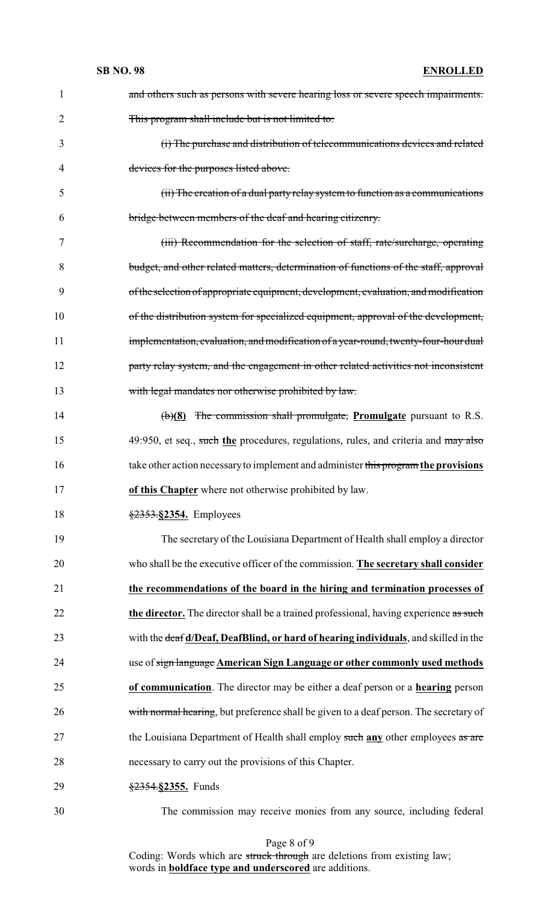~~and others such as persons with severe hearing loss or severe speech impairments. This program shall include but is not limited to:~~

~~(i) The purchase and distribution of telecommunications devices and related devices for the purposes listed above.~~

~~(ii) The creation of a dual party relay system to function as a communications bridge between members of the deaf and hearing citizenry.~~

~~(iii) Recommendation for the selection of staff, rate/surcharge, operating budget, and other related matters, determination of functions of the staff, approval of the selection of appropriate equipment, development, evaluation, and modification of the distribution system for specialized equipment, approval of the development, implementation, evaluation, and modification of a year-round, twenty-four-hour dual party relay system, and the engagement in other related activities not inconsistent with legal mandates nor otherwise prohibited by law.~~

~~(b)~~**(8)** ~~The commission shall promulgate,~~ **Promulgate** pursuant to R.S. 49:950, et seq., ~~such~~ **the** procedures, regulations, rules, and criteria and ~~may also~~ take other action necessary to implement and administer ~~this program~~ **the provisions of this Chapter** where not otherwise prohibited by law.

~~§2353.~~**§2354.** Employees

The secretary of the Louisiana Department of Health shall employ a director who shall be the executive officer of the commission. **The secretary shall consider the recommendations of the board in the hiring and termination processes of the director.** The director shall be a trained professional, having experience ~~as such~~ with the ~~deaf~~ **d/Deaf, DeafBlind, or hard of hearing individuals**, and skilled in the use of ~~sign language~~ **American Sign Language or other commonly used methods of communication**. The director may be either a deaf person or a **hearing** person ~~with normal hearing~~, but preference shall be given to a deaf person. The secretary of the Louisiana Department of Health shall employ ~~such~~ **any** other employees ~~as are~~ necessary to carry out the provisions of this Chapter.

~~§2354.~~**§2355.** Funds

The commission may receive monies from any source, including federal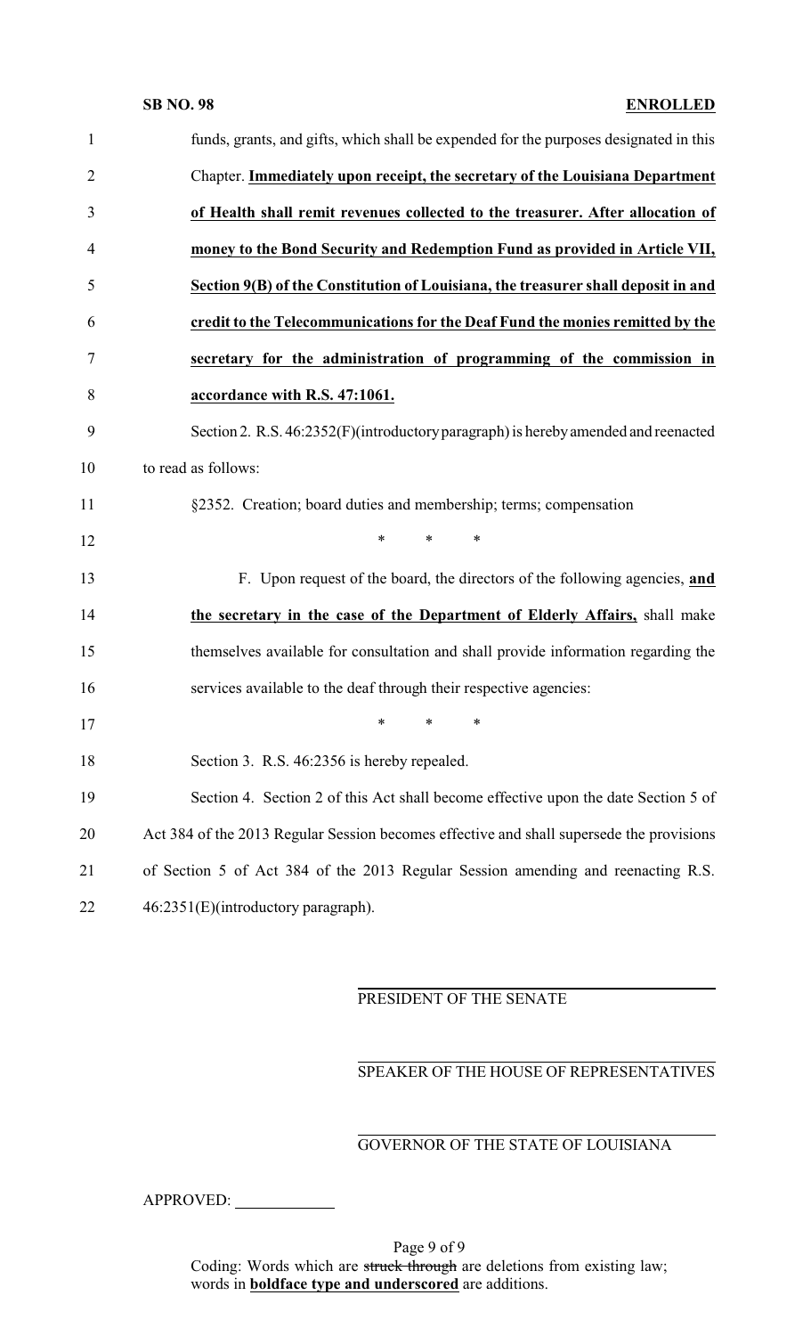funds, grants, and gifts, which shall be expended for the purposes designated in this Chapter. **Immediately upon receipt, the secretary of the Louisiana Department of Health shall remit revenues collected to the treasurer. After allocation of money to the Bond Security and Redemption Fund as provided in Article VII, Section 9(B) of the Constitution of Louisiana, the treasurer shall deposit in and credit to the Telecommunications for the Deaf Fund the monies remitted by the secretary for the administration of programming of the commission in accordance with R.S. 47:1061.**

Section 2. R.S. 46:2352(F)(introductory paragraph) is hereby amended and reenacted to read as follows:

§2352. Creation; board duties and membership; terms; compensation

\* \* \*

F. Upon request of the board, the directors of the following agencies, **and the secretary in the case of the Department of Elderly Affairs,** shall make themselves available for consultation and shall provide information regarding the services available to the deaf through their respective agencies:

\* \* \*

Section 3. R.S. 46:2356 is hereby repealed.

Section 4. Section 2 of this Act shall become effective upon the date Section 5 of Act 384 of the 2013 Regular Session becomes effective and shall supersede the provisions of Section 5 of Act 384 of the 2013 Regular Session amending and reenacting R.S. 46:2351(E)(introductory paragraph).

PRESIDENT OF THE SENATE

SPEAKER OF THE HOUSE OF REPRESENTATIVES

GOVERNOR OF THE STATE OF LOUISIANA

APPROVED: ____________

Coding: Words which are ~~struck through~~ are deletions from existing law; words in **boldface type and underscored** are additions.